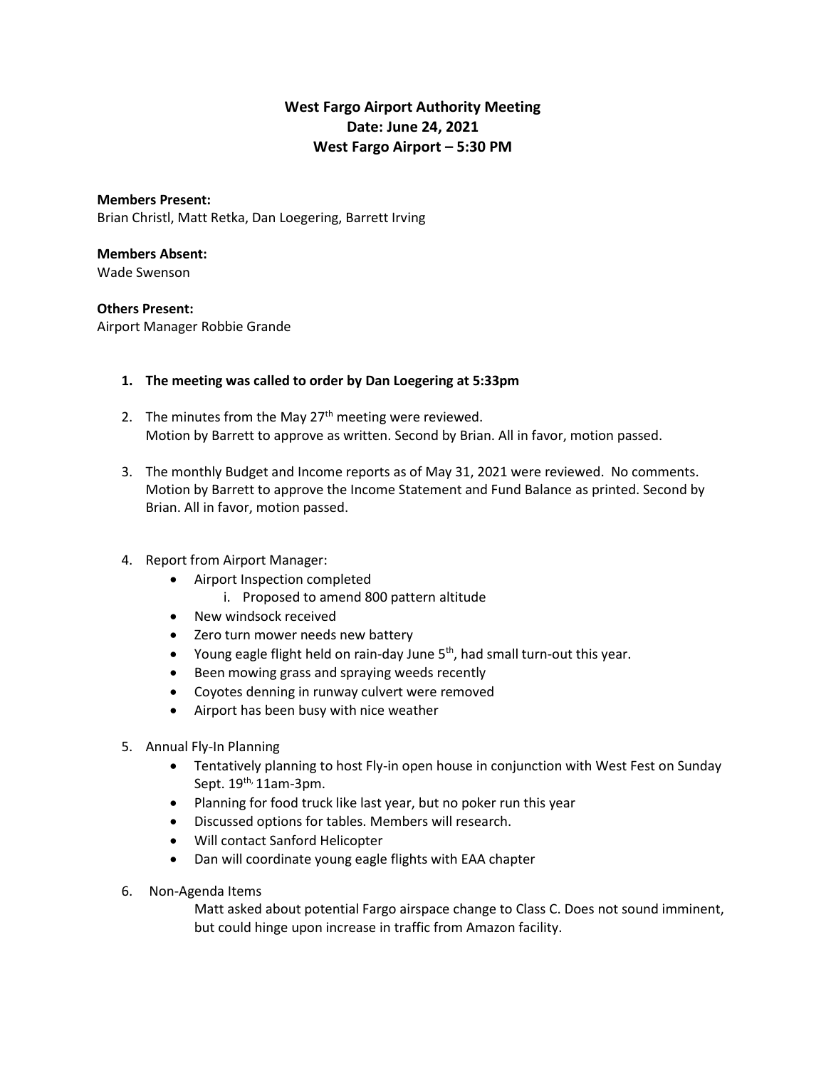**West Fargo Airport Authority Meeting**
**Date: June 24, 2021**
**West Fargo Airport – 5:30 PM**

**Members Present:**
Brian Christl, Matt Retka, Dan Loegering, Barrett Irving

**Members Absent:**
Wade Swenson

**Others Present:**
Airport Manager Robbie Grande

1. **The meeting was called to order by Dan Loegering at 5:33pm**

2. The minutes from the May 27th meeting were reviewed.
   Motion by Barrett to approve as written. Second by Brian. All in favor, motion passed.

3. The monthly Budget and Income reports as of May 31, 2021 were reviewed. No comments.
   Motion by Barrett to approve the Income Statement and Fund Balance as printed. Second by Brian. All in favor, motion passed.

4. Report from Airport Manager:
   - Airport Inspection completed
     i. Proposed to amend 800 pattern altitude
   - New windsock received
   - Zero turn mower needs new battery
   - Young eagle flight held on rain-day June 5th, had small turn-out this year.
   - Been mowing grass and spraying weeds recently
   - Coyotes denning in runway culvert were removed
   - Airport has been busy with nice weather

5. Annual Fly-In Planning
   - Tentatively planning to host Fly-in open house in conjunction with West Fest on Sunday Sept. 19th, 11am-3pm.
   - Planning for food truck like last year, but no poker run this year
   - Discussed options for tables. Members will research.
   - Will contact Sanford Helicopter
   - Dan will coordinate young eagle flights with EAA chapter

6. Non-Agenda Items

   Matt asked about potential Fargo airspace change to Class C. Does not sound imminent, but could hinge upon increase in traffic from Amazon facility.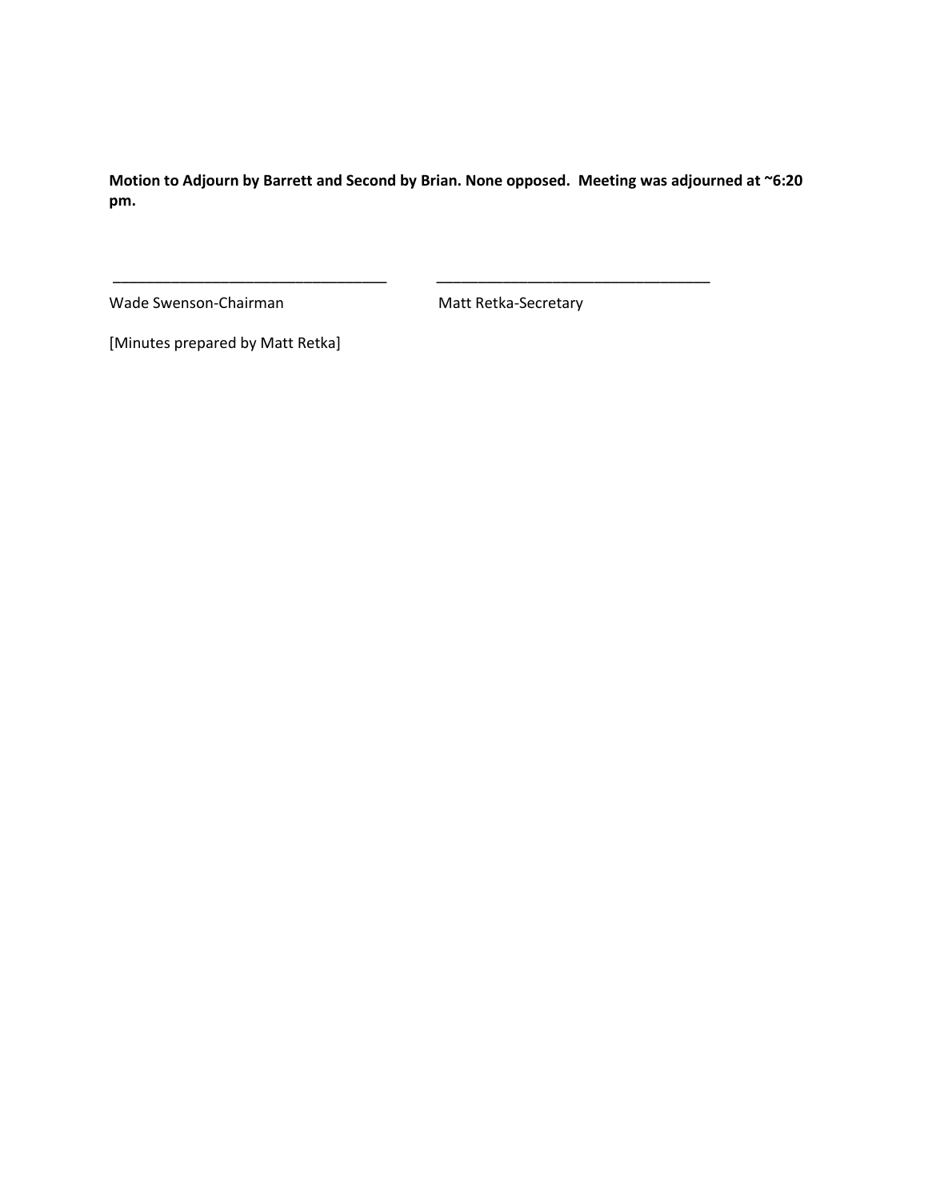**Motion to Adjourn by Barrett and Second by Brian. None opposed. Meeting was adjourned at ~6:20 pm.**

_________________________________ _________________________________

Wade Swenson-Chairman Matt Retka-Secretary

[Minutes prepared by Matt Retka]